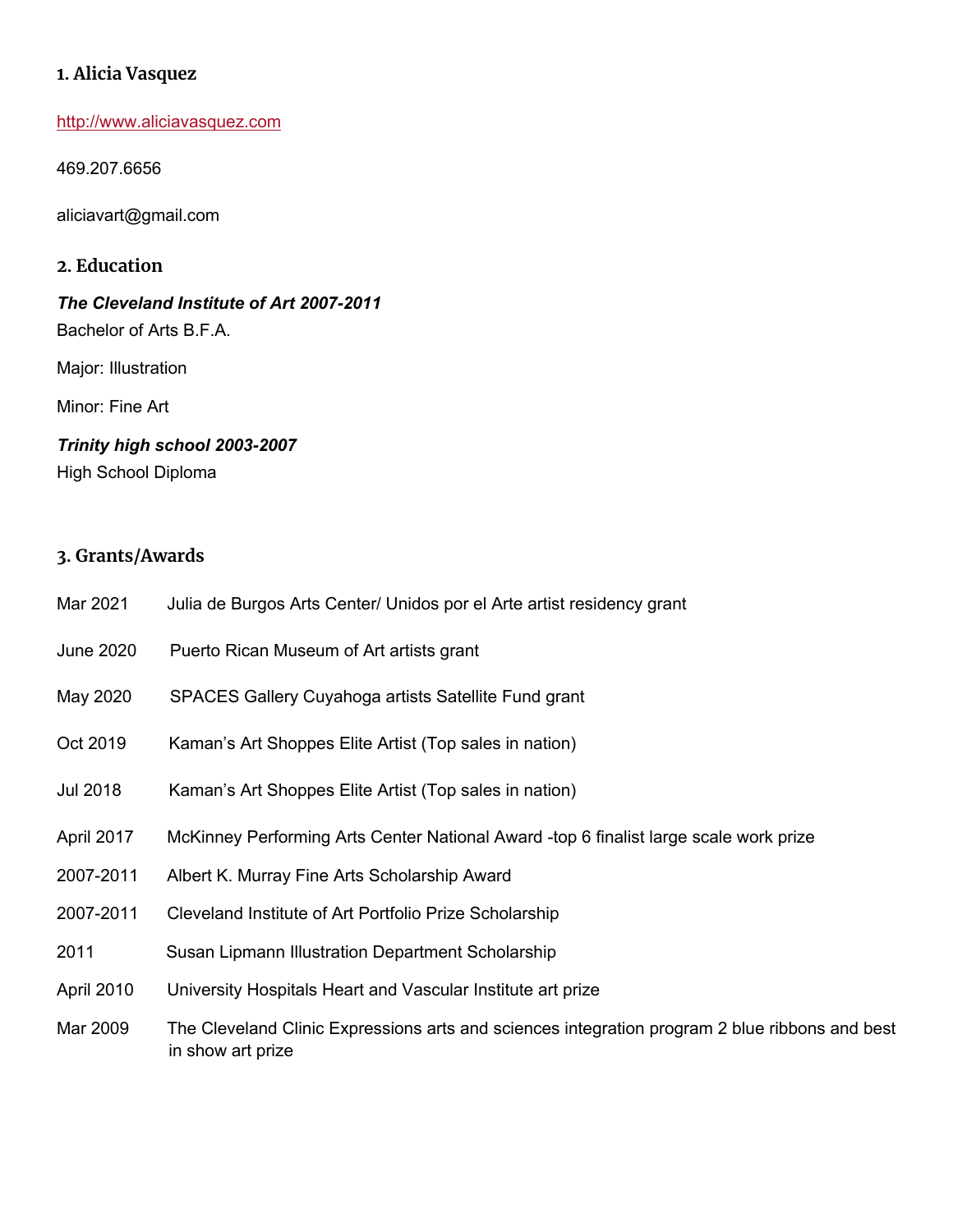## 1. Alicia Vasquez

http://www.aliciavasquez.com

469.207.6656

aliciavart@gmail.com

## 2. Education

***The Cleveland Institute of Art 2007-2011***
Bachelor of Arts B.F.A.

Major: Illustration

Minor: Fine Art

***Trinity high school 2003-2007***
High School Diploma

## 3. Grants/Awards

| | |
|---|---|
| Mar 2021 | Julia de Burgos Arts Center/ Unidos por el Arte artist residency grant |
| June 2020 | Puerto Rican Museum of Art artists grant |
| May 2020 | SPACES Gallery Cuyahoga artists Satellite Fund grant |
| Oct 2019 | Kaman's Art Shoppes Elite Artist (Top sales in nation) |
| Jul 2018 | Kaman's Art Shoppes Elite Artist (Top sales in nation) |
| April 2017 | McKinney Performing Arts Center National Award -top 6 finalist large scale work prize |
| 2007-2011 | Albert K. Murray Fine Arts Scholarship Award |
| 2007-2011 | Cleveland Institute of Art Portfolio Prize Scholarship |
| 2011 | Susan Lipmann Illustration Department Scholarship |
| April 2010 | University Hospitals Heart and Vascular Institute art prize |
| Mar 2009 | The Cleveland Clinic Expressions arts and sciences integration program 2 blue ribbons and best in show art prize |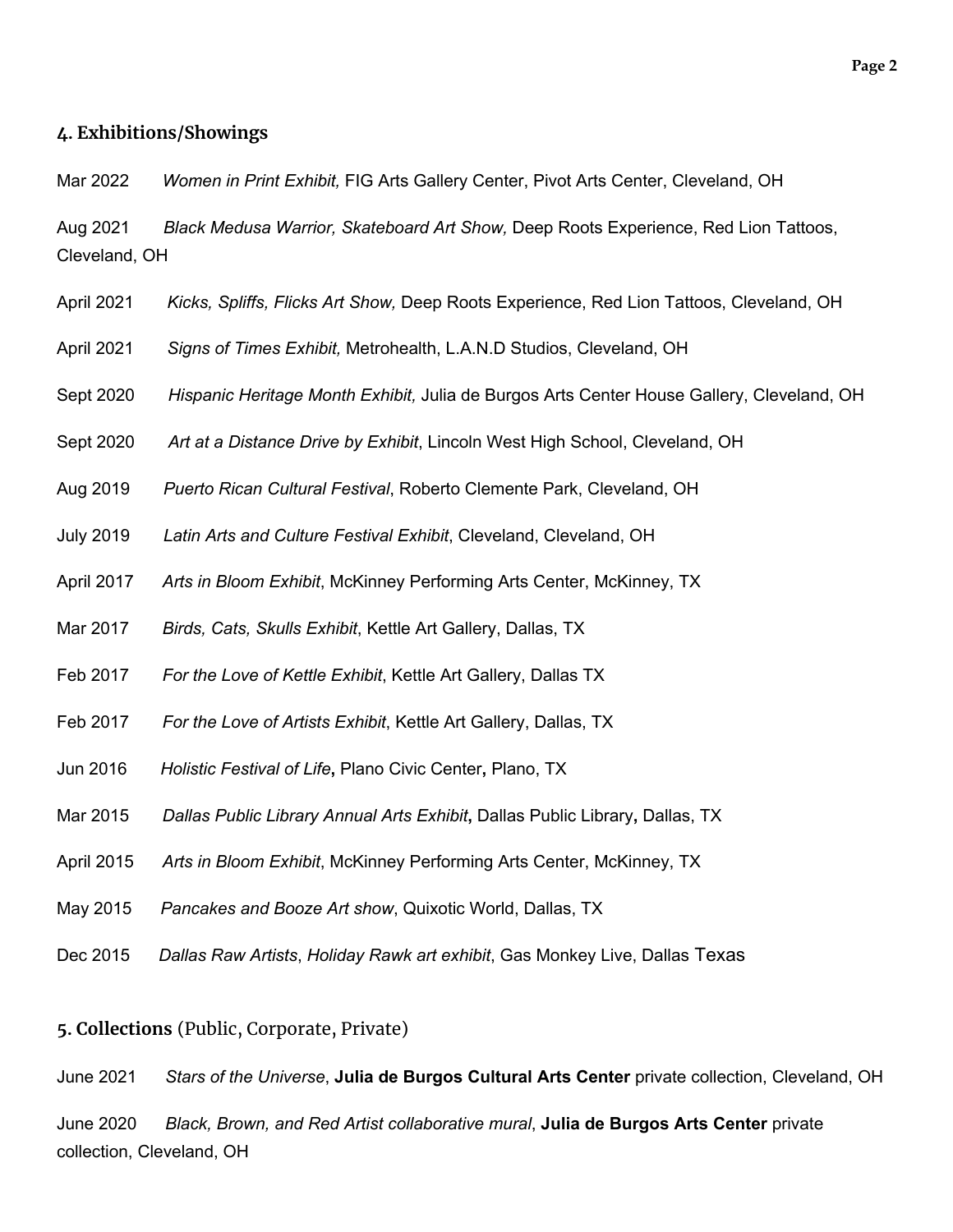## 4. Exhibitions/Showings

Mar 2022 *Women in Print Exhibit,* FIG Arts Gallery Center, Pivot Arts Center, Cleveland, OH

Aug 2021 *Black Medusa Warrior, Skateboard Art Show,* Deep Roots Experience, Red Lion Tattoos, Cleveland, OH

April 2021 *Kicks, Spliffs, Flicks Art Show,* Deep Roots Experience, Red Lion Tattoos, Cleveland, OH

April 2021 *Signs of Times Exhibit,* Metrohealth, L.A.N.D Studios, Cleveland, OH

Sept 2020 *Hispanic Heritage Month Exhibit,* Julia de Burgos Arts Center House Gallery, Cleveland, OH

Sept 2020 *Art at a Distance Drive by Exhibit*, Lincoln West High School, Cleveland, OH

Aug 2019 *Puerto Rican Cultural Festival*, Roberto Clemente Park, Cleveland, OH

July 2019 *Latin Arts and Culture Festival Exhibit*, Cleveland, Cleveland, OH

April 2017 *Arts in Bloom Exhibit*, McKinney Performing Arts Center, McKinney, TX

Mar 2017 *Birds, Cats, Skulls Exhibit*, Kettle Art Gallery, Dallas, TX

Feb 2017 *For the Love of Kettle Exhibit*, Kettle Art Gallery, Dallas TX

Feb 2017 *For the Love of Artists Exhibit*, Kettle Art Gallery, Dallas, TX

Jun 2016 *Holistic Festival of Life***,** Plano Civic Center**,** Plano, TX

Mar 2015 *Dallas Public Library Annual Arts Exhibit***,** Dallas Public Library**,** Dallas, TX

April 2015 *Arts in Bloom Exhibit*, McKinney Performing Arts Center, McKinney, TX

May 2015 *Pancakes and Booze Art show*, Quixotic World, Dallas, TX

Dec 2015 *Dallas Raw Artists*, *Holiday Rawk art exhibit*, Gas Monkey Live, Dallas Texas

## 5. Collections (Public, Corporate, Private)

June 2021 *Stars of the Universe*, **Julia de Burgos Cultural Arts Center** private collection, Cleveland, OH

June 2020 *Black, Brown, and Red Artist collaborative mural*, **Julia de Burgos Arts Center** private collection, Cleveland, OH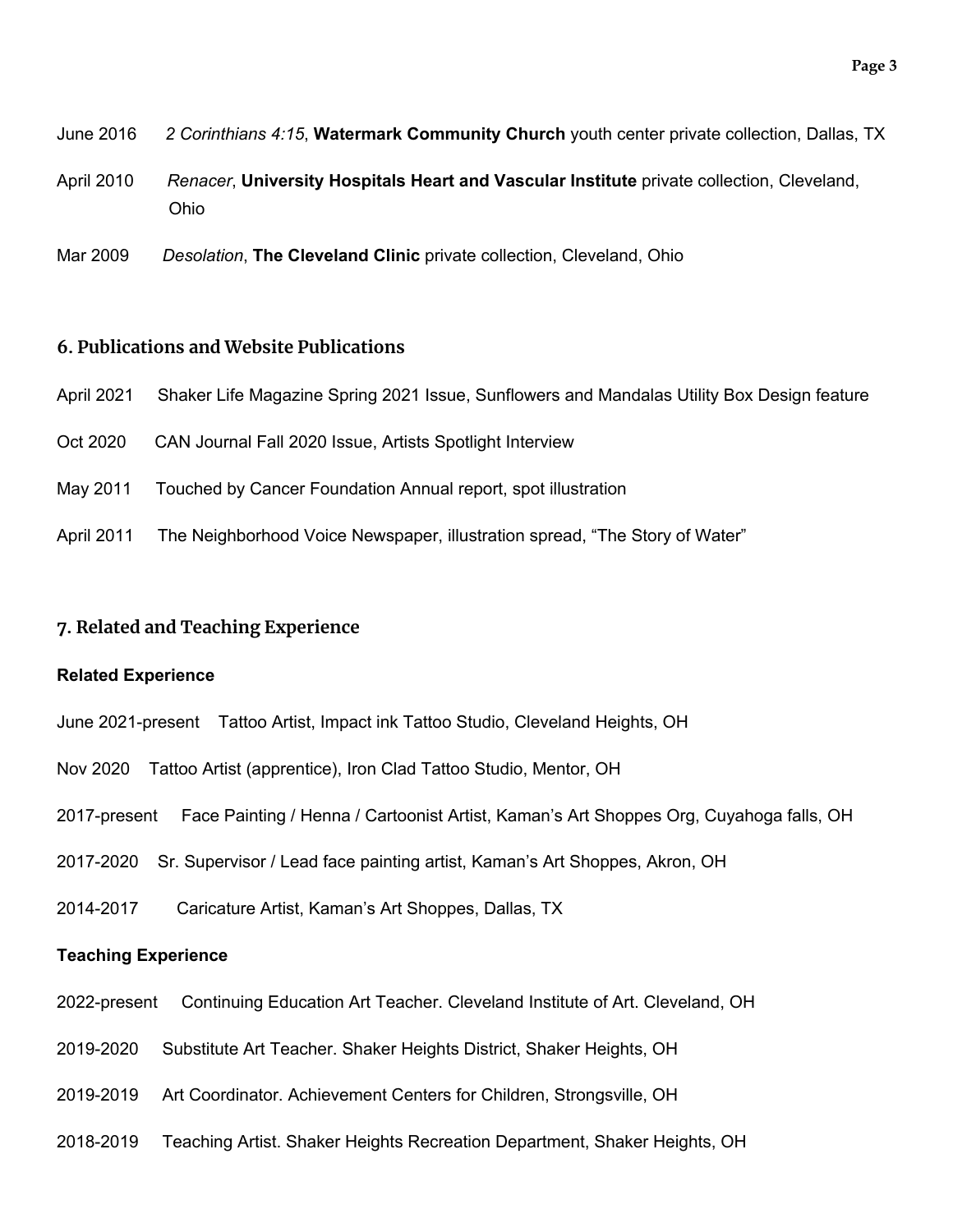June 2016 *2 Corinthians 4:15*, **Watermark Community Church** youth center private collection, Dallas, TX

April 2010 *Renacer*, **University Hospitals Heart and Vascular Institute** private collection, Cleveland, Ohio

Mar 2009 *Desolation*, **The Cleveland Clinic** private collection, Cleveland, Ohio

## 6. Publications and Website Publications

April 2021 Shaker Life Magazine Spring 2021 Issue, Sunflowers and Mandalas Utility Box Design feature

Oct 2020 CAN Journal Fall 2020 Issue, Artists Spotlight Interview

May 2011 Touched by Cancer Foundation Annual report, spot illustration

April 2011 The Neighborhood Voice Newspaper, illustration spread, “The Story of Water”

## 7. Related and Teaching Experience

### Related Experience

June 2021-present Tattoo Artist, Impact ink Tattoo Studio, Cleveland Heights, OH

Nov 2020 Tattoo Artist (apprentice), Iron Clad Tattoo Studio, Mentor, OH

2017-present Face Painting / Henna / Cartoonist Artist, Kaman’s Art Shoppes Org, Cuyahoga falls, OH

2017-2020 Sr. Supervisor / Lead face painting artist, Kaman’s Art Shoppes, Akron, OH

2014-2017 Caricature Artist, Kaman’s Art Shoppes, Dallas, TX

### Teaching Experience

2022-present Continuing Education Art Teacher. Cleveland Institute of Art. Cleveland, OH

2019-2020 Substitute Art Teacher. Shaker Heights District, Shaker Heights, OH

2019-2019 Art Coordinator. Achievement Centers for Children, Strongsville, OH

2018-2019 Teaching Artist. Shaker Heights Recreation Department, Shaker Heights, OH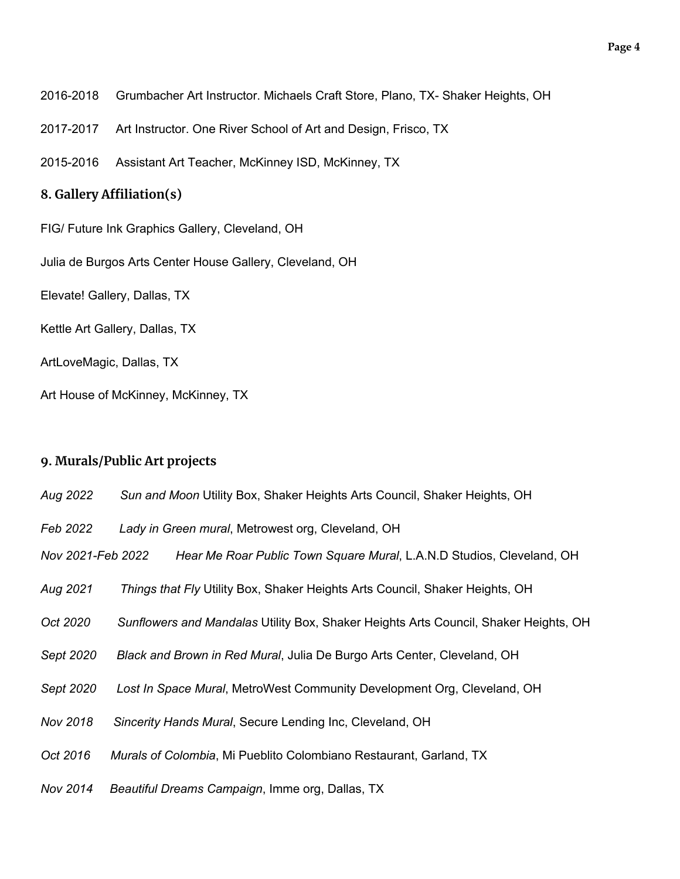2016-2018 Grumbacher Art Instructor. Michaels Craft Store, Plano, TX- Shaker Heights, OH

2017-2017 Art Instructor. One River School of Art and Design, Frisco, TX

2015-2016 Assistant Art Teacher, McKinney ISD, McKinney, TX

## 8. Gallery Affiliation(s)

FIG/ Future Ink Graphics Gallery, Cleveland, OH

Julia de Burgos Arts Center House Gallery, Cleveland, OH

Elevate! Gallery, Dallas, TX

Kettle Art Gallery, Dallas, TX

ArtLoveMagic, Dallas, TX

Art House of McKinney, McKinney, TX

## 9. Murals/Public Art projects

*Aug 2022* *Sun and Moon* Utility Box, Shaker Heights Arts Council, Shaker Heights, OH

*Feb 2022* *Lady in Green mural*, Metrowest org, Cleveland, OH

*Nov 2021-Feb 2022* *Hear Me Roar Public Town Square Mural*, L.A.N.D Studios, Cleveland, OH

*Aug 2021* *Things that Fly* Utility Box, Shaker Heights Arts Council, Shaker Heights, OH

*Oct 2020* *Sunflowers and Mandalas* Utility Box, Shaker Heights Arts Council, Shaker Heights, OH

*Sept 2020* *Black and Brown in Red Mural*, Julia De Burgo Arts Center, Cleveland, OH

*Sept 2020* *Lost In Space Mural*, MetroWest Community Development Org, Cleveland, OH

*Nov 2018* *Sincerity Hands Mural*, Secure Lending Inc, Cleveland, OH

*Oct 2016* *Murals of Colombia*, Mi Pueblito Colombiano Restaurant, Garland, TX

*Nov 2014* *Beautiful Dreams Campaign*, Imme org, Dallas, TX